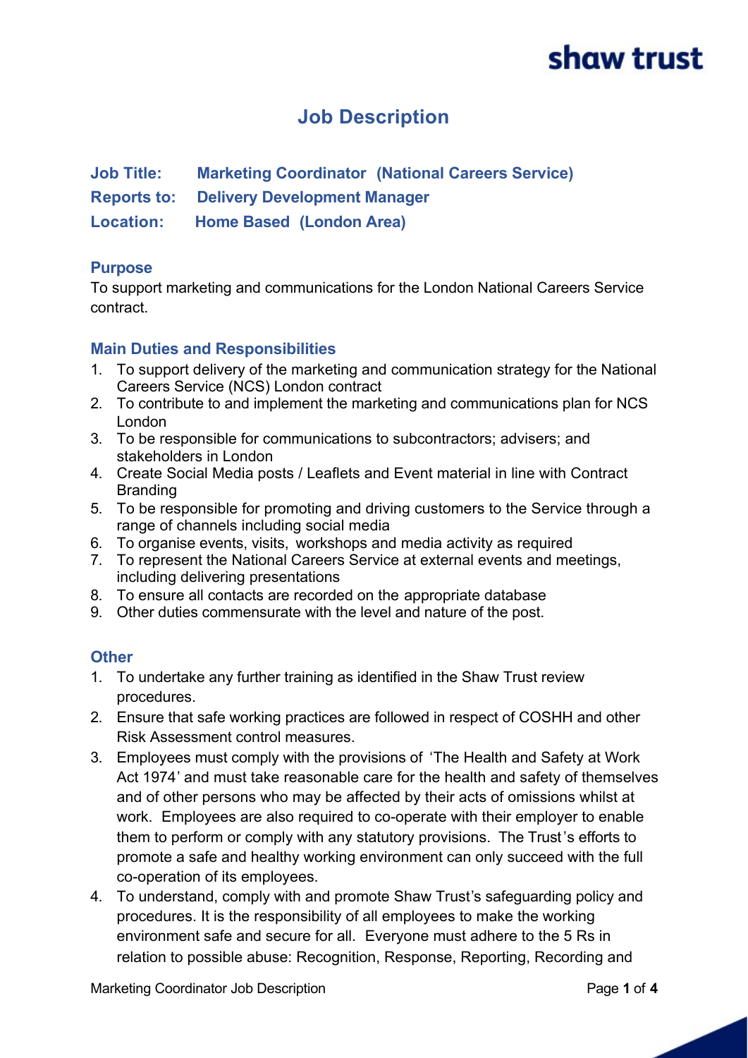# Job Description

**Job Title:** **Marketing Coordinator (National Careers Service)**

**Reports to:** **Delivery Development Manager**

**Location:** **Home Based (London Area)**

## Purpose

To support marketing and communications for the London National Careers Service contract.

## Main Duties and Responsibilities

1. To support delivery of the marketing and communication strategy for the National Careers Service (NCS) London contract
2. To contribute to and implement the marketing and communications plan for NCS London
3. To be responsible for communications to subcontractors; advisers; and stakeholders in London
4. Create Social Media posts / Leaflets and Event material in line with Contract Branding
5. To be responsible for promoting and driving customers to the Service through a range of channels including social media
6. To organise events, visits, workshops and media activity as required
7. To represent the National Careers Service at external events and meetings, including delivering presentations
8. To ensure all contacts are recorded on the appropriate database
9. Other duties commensurate with the level and nature of the post.

## Other

1. To undertake any further training as identified in the Shaw Trust review procedures.
2. Ensure that safe working practices are followed in respect of COSHH and other Risk Assessment control measures.
3. Employees must comply with the provisions of 'The Health and Safety at Work Act 1974' and must take reasonable care for the health and safety of themselves and of other persons who may be affected by their acts of omissions whilst at work. Employees are also required to co-operate with their employer to enable them to perform or comply with any statutory provisions. The Trust's efforts to promote a safe and healthy working environment can only succeed with the full co-operation of its employees.
4. To understand, comply with and promote Shaw Trust's safeguarding policy and procedures. It is the responsibility of all employees to make the working environment safe and secure for all. Everyone must adhere to the 5 Rs in relation to possible abuse: Recognition, Response, Reporting, Recording and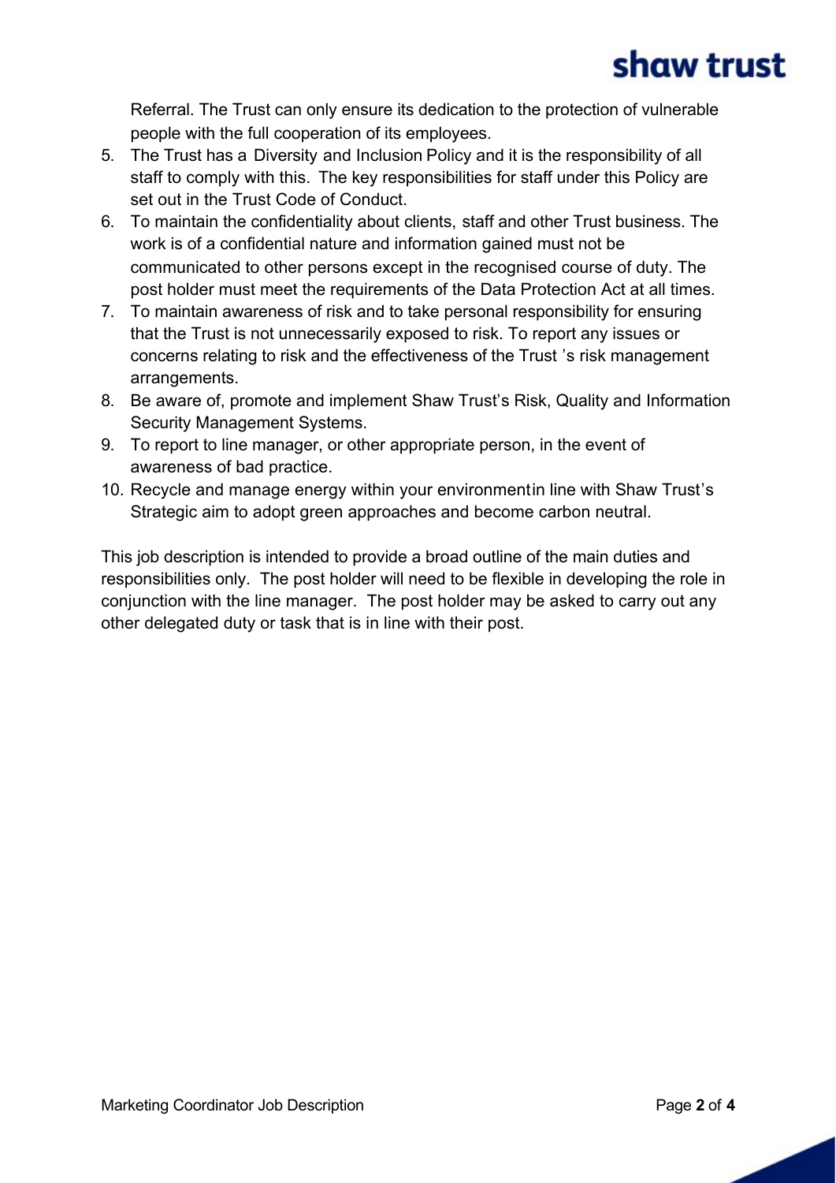Referral. The Trust can only ensure its dedication to the protection of vulnerable people with the full cooperation of its employees.

5. The Trust has a Diversity and Inclusion Policy and it is the responsibility of all staff to comply with this. The key responsibilities for staff under this Policy are set out in the Trust Code of Conduct.
6. To maintain the confidentiality about clients, staff and other Trust business. The work is of a confidential nature and information gained must not be communicated to other persons except in the recognised course of duty. The post holder must meet the requirements of the Data Protection Act at all times.
7. To maintain awareness of risk and to take personal responsibility for ensuring that the Trust is not unnecessarily exposed to risk. To report any issues or concerns relating to risk and the effectiveness of the Trust 's risk management arrangements.
8. Be aware of, promote and implement Shaw Trust's Risk, Quality and Information Security Management Systems.
9. To report to line manager, or other appropriate person, in the event of awareness of bad practice.
10. Recycle and manage energy within your environmentin line with Shaw Trust's Strategic aim to adopt green approaches and become carbon neutral.

This job description is intended to provide a broad outline of the main duties and responsibilities only. The post holder will need to be flexible in developing the role in conjunction with the line manager. The post holder may be asked to carry out any other delegated duty or task that is in line with their post.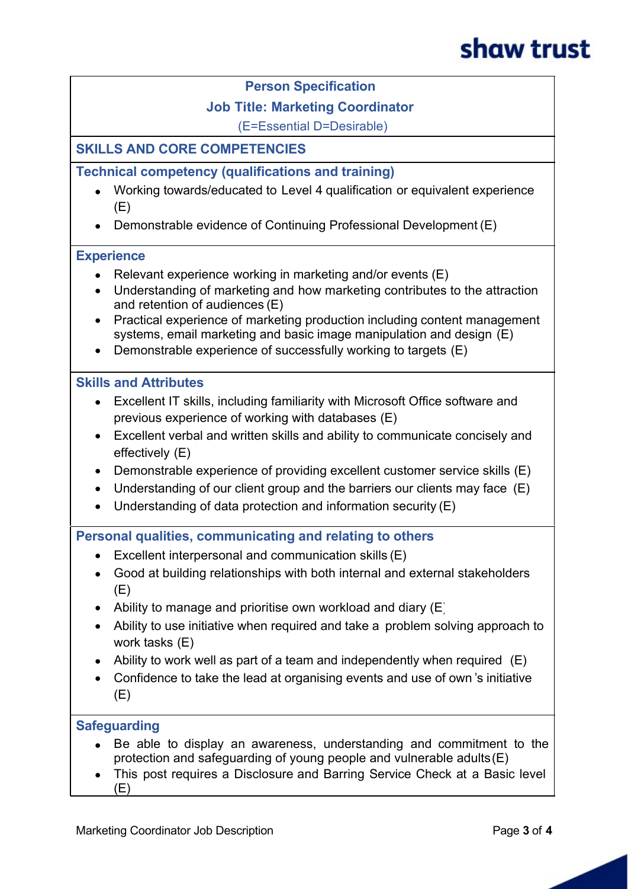## Person Specification

### Job Title: Marketing Coordinator

(E=Essential D=Desirable)

### SKILLS AND CORE COMPETENCIES

**Technical competency (qualifications and training)**

- Working towards/educated to Level 4 qualification or equivalent experience (E)
- Demonstrable evidence of Continuing Professional Development (E)

**Experience**

- Relevant experience working in marketing and/or events (E)
- Understanding of marketing and how marketing contributes to the attraction and retention of audiences (E)
- Practical experience of marketing production including content management systems, email marketing and basic image manipulation and design (E)
- Demonstrable experience of successfully working to targets (E)

**Skills and Attributes**

- Excellent IT skills, including familiarity with Microsoft Office software and previous experience of working with databases (E)
- Excellent verbal and written skills and ability to communicate concisely and effectively (E)
- Demonstrable experience of providing excellent customer service skills (E)
- Understanding of our client group and the barriers our clients may face (E)
- Understanding of data protection and information security (E)

**Personal qualities, communicating and relating to others**

- Excellent interpersonal and communication skills (E)
- Good at building relationships with both internal and external stakeholders (E)
- Ability to manage and prioritise own workload and diary (E)
- Ability to use initiative when required and take a problem solving approach to work tasks (E)
- Ability to work well as part of a team and independently when required (E)
- Confidence to take the lead at organising events and use of own's initiative (E)

**Safeguarding**

- Be able to display an awareness, understanding and commitment to the protection and safeguarding of young people and vulnerable adults (E)
- This post requires a Disclosure and Barring Service Check at a Basic level (E)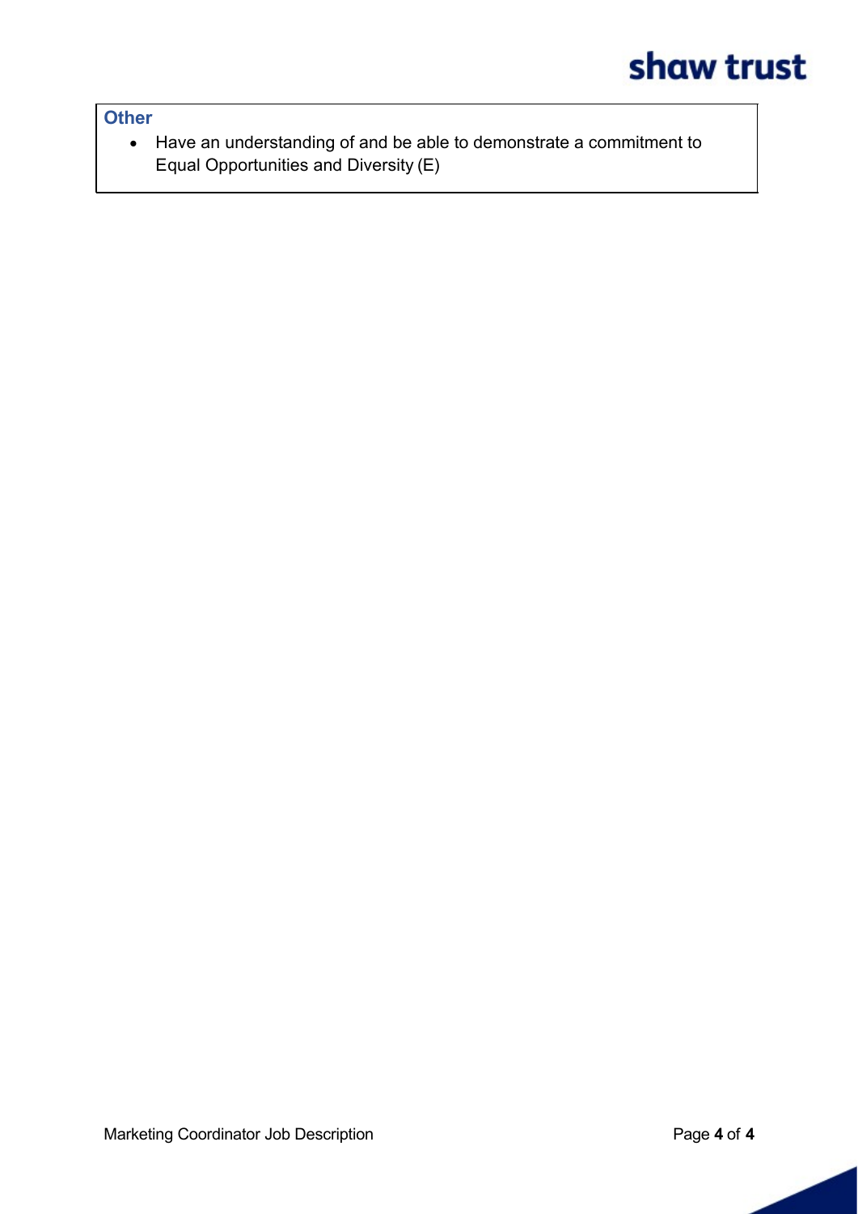### Other

- Have an understanding of and be able to demonstrate a commitment to Equal Opportunities and Diversity (E)